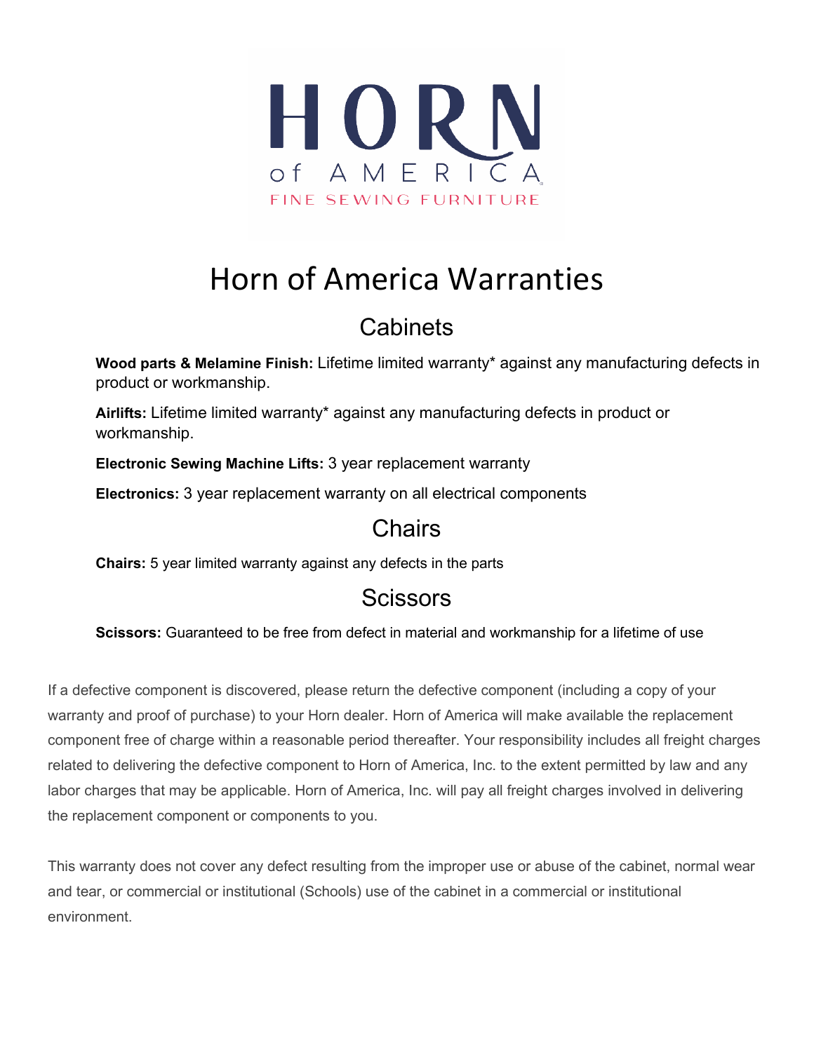HORN of AMERICA

FINE SEWING FURNITURE

# Horn of America Warranties

## Cabinets

**Wood parts & Melamine Finish:** Lifetime limited warranty* against any manufacturing defects in product or workmanship.

**Airlifts:** Lifetime limited warranty* against any manufacturing defects in product or workmanship.

**Electronic Sewing Machine Lifts:** 3 year replacement warranty

**Electronics:** 3 year replacement warranty on all electrical components

## Chairs

**Chairs:** 5 year limited warranty against any defects in the parts

## Scissors

**Scissors:** Guaranteed to be free from defect in material and workmanship for a lifetime of use

If a defective component is discovered, please return the defective component (including a copy of your warranty and proof of purchase) to your Horn dealer. Horn of America will make available the replacement component free of charge within a reasonable period thereafter. Your responsibility includes all freight charges related to delivering the defective component to Horn of America, Inc. to the extent permitted by law and any labor charges that may be applicable. Horn of America, Inc. will pay all freight charges involved in delivering the replacement component or components to you.

This warranty does not cover any defect resulting from the improper use or abuse of the cabinet, normal wear and tear, or commercial or institutional (Schools) use of the cabinet in a commercial or institutional environment.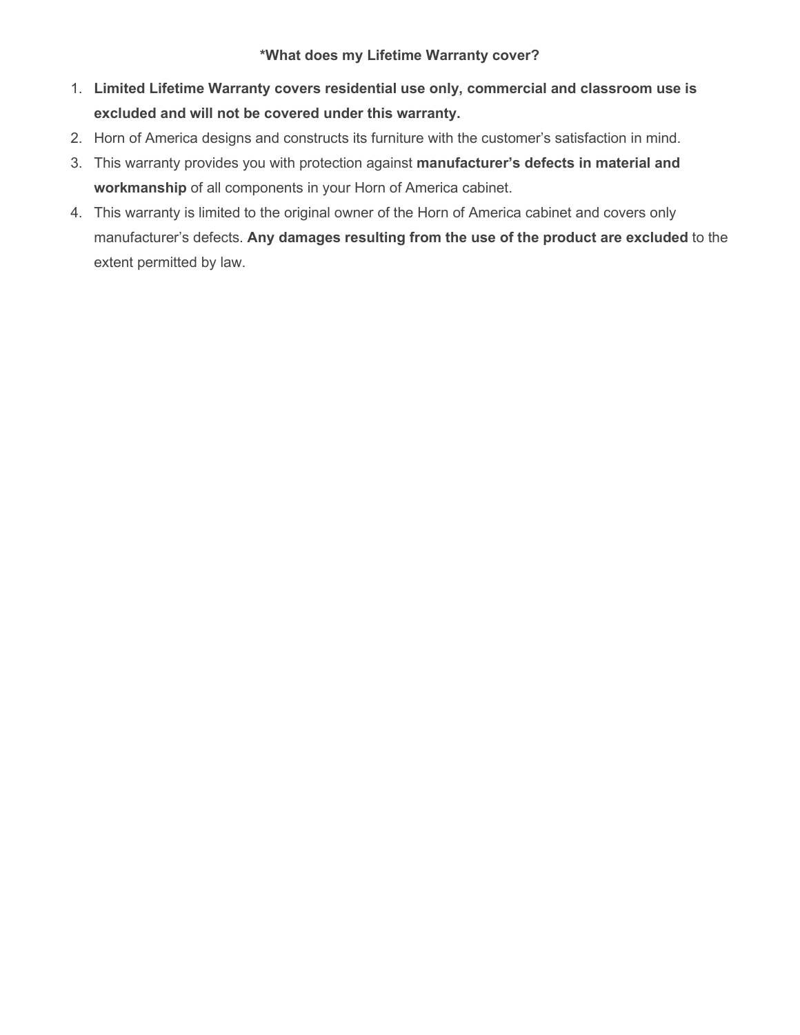**\*What does my Lifetime Warranty cover?**

1. **Limited Lifetime Warranty covers residential use only, commercial and classroom use is excluded and will not be covered under this warranty.**
2. Horn of America designs and constructs its furniture with the customer's satisfaction in mind.
3. This warranty provides you with protection against **manufacturer's defects in material and workmanship** of all components in your Horn of America cabinet.
4. This warranty is limited to the original owner of the Horn of America cabinet and covers only manufacturer's defects. **Any damages resulting from the use of the product are excluded** to the extent permitted by law.